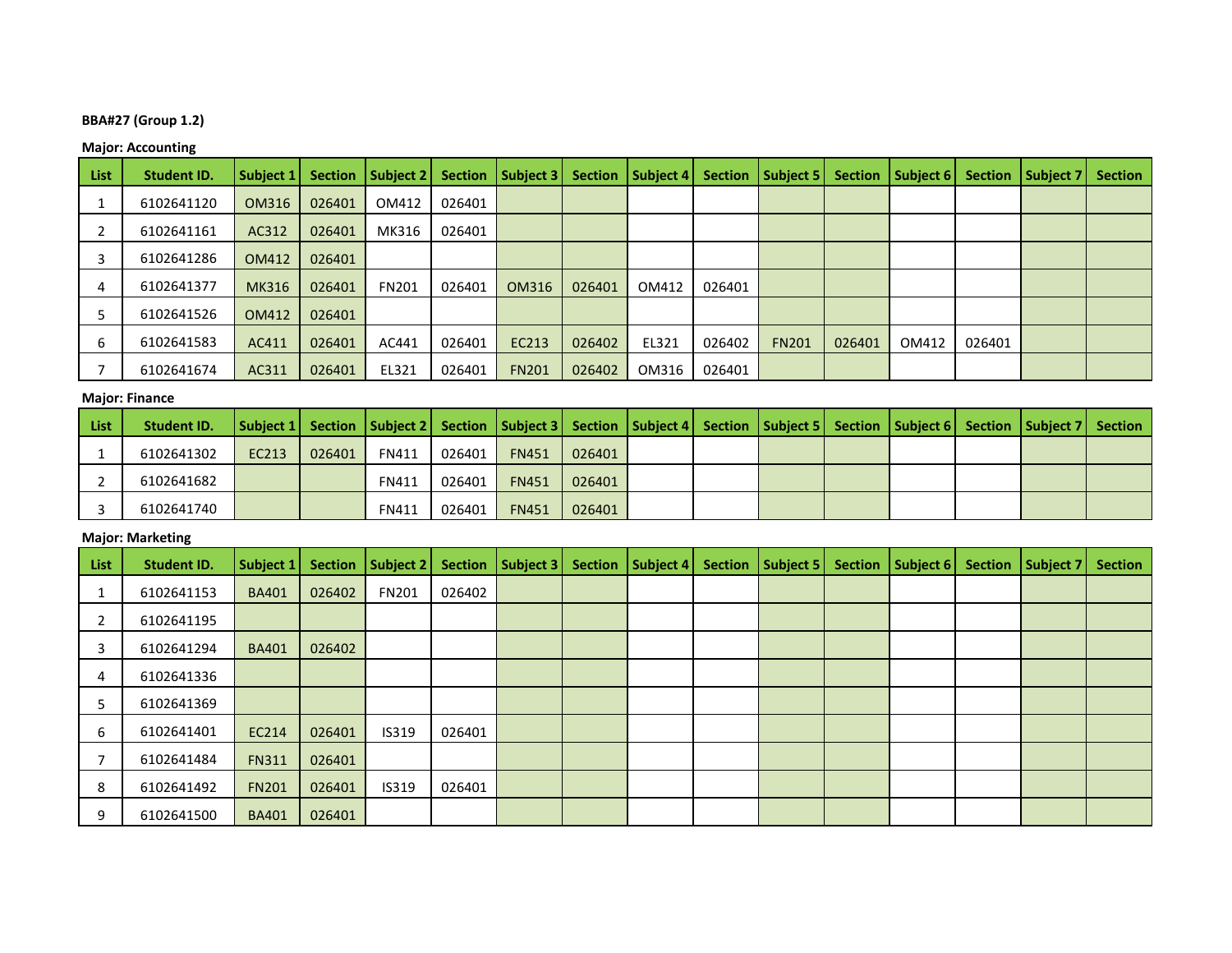**BBA#27 (Group 1.2)**

**Major: Accounting**

| List | Student ID. | Subject 1 | Section | Subject 2 | Section | Subject 3 | Section | Subject 4 | Section | Subject 5 | Section | Subject 6 | Section | Subject 7 | Section |
|---|---|---|---|---|---|---|---|---|---|---|---|---|---|---|---|
| 1 | 6102641120 | OM316 | 026401 | OM412 | 026401 | | | | | | | | | | |
| 2 | 6102641161 | AC312 | 026401 | MK316 | 026401 | | | | | | | | | | |
| 3 | 6102641286 | OM412 | 026401 | | | | | | | | | | | | |
| 4 | 6102641377 | MK316 | 026401 | FN201 | 026401 | OM316 | 026401 | OM412 | 026401 | | | | | | |
| 5 | 6102641526 | OM412 | 026401 | | | | | | | | | | | | |
| 6 | 6102641583 | AC411 | 026401 | AC441 | 026401 | EC213 | 026402 | EL321 | 026402 | FN201 | 026401 | OM412 | 026401 | | |
| 7 | 6102641674 | AC311 | 026401 | EL321 | 026401 | FN201 | 026402 | OM316 | 026401 | | | | | | |

**Major: Finance**

| List | Student ID. | Subject 1 | Section | Subject 2 | Section | Subject 3 | Section | Subject 4 | Section | Subject 5 | Section | Subject 6 | Section | Subject 7 | Section |
|---|---|---|---|---|---|---|---|---|---|---|---|---|---|---|---|
| 1 | 6102641302 | EC213 | 026401 | FN411 | 026401 | FN451 | 026401 | | | | | | | | |
| 2 | 6102641682 | | | FN411 | 026401 | FN451 | 026401 | | | | | | | | |
| 3 | 6102641740 | | | FN411 | 026401 | FN451 | 026401 | | | | | | | | |

**Major: Marketing**

| List | Student ID. | Subject 1 | Section | Subject 2 | Section | Subject 3 | Section | Subject 4 | Section | Subject 5 | Section | Subject 6 | Section | Subject 7 | Section |
|---|---|---|---|---|---|---|---|---|---|---|---|---|---|---|---|
| 1 | 6102641153 | BA401 | 026402 | FN201 | 026402 | | | | | | | | | | |
| 2 | 6102641195 | | | | | | | | | | | | | | |
| 3 | 6102641294 | BA401 | 026402 | | | | | | | | | | | | |
| 4 | 6102641336 | | | | | | | | | | | | | | |
| 5 | 6102641369 | | | | | | | | | | | | | | |
| 6 | 6102641401 | EC214 | 026401 | IS319 | 026401 | | | | | | | | | | |
| 7 | 6102641484 | FN311 | 026401 | | | | | | | | | | | | |
| 8 | 6102641492 | FN201 | 026401 | IS319 | 026401 | | | | | | | | | | |
| 9 | 6102641500 | BA401 | 026401 | | | | | | | | | | | | |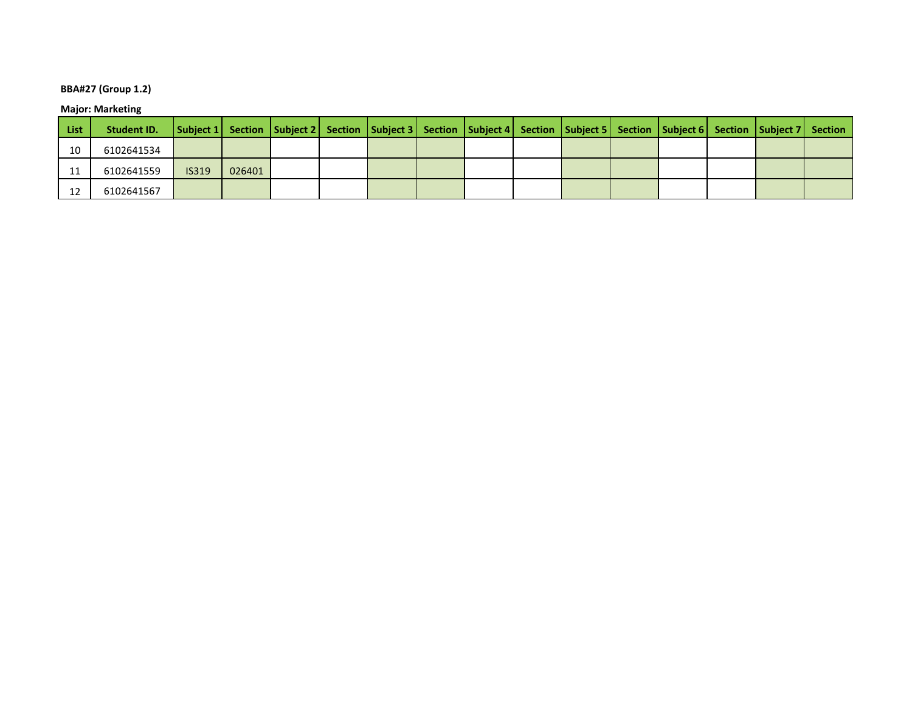**BBA#27 (Group 1.2)**

**Major: Marketing**

| List | Student ID. | Subject 1 | Section | Subject 2 | Section | Subject 3 | Section | Subject 4 | Section | Subject 5 | Section | Subject 6 | Section | Subject 7 | Section |
|---|---|---|---|---|---|---|---|---|---|---|---|---|---|---|---|
| 10 | 6102641534 | | | | | | | | | | | | | | |
| 11 | 6102641559 | IS319 | 026401 | | | | | | | | | | | | |
| 12 | 6102641567 | | | | | | | | | | | | | | |